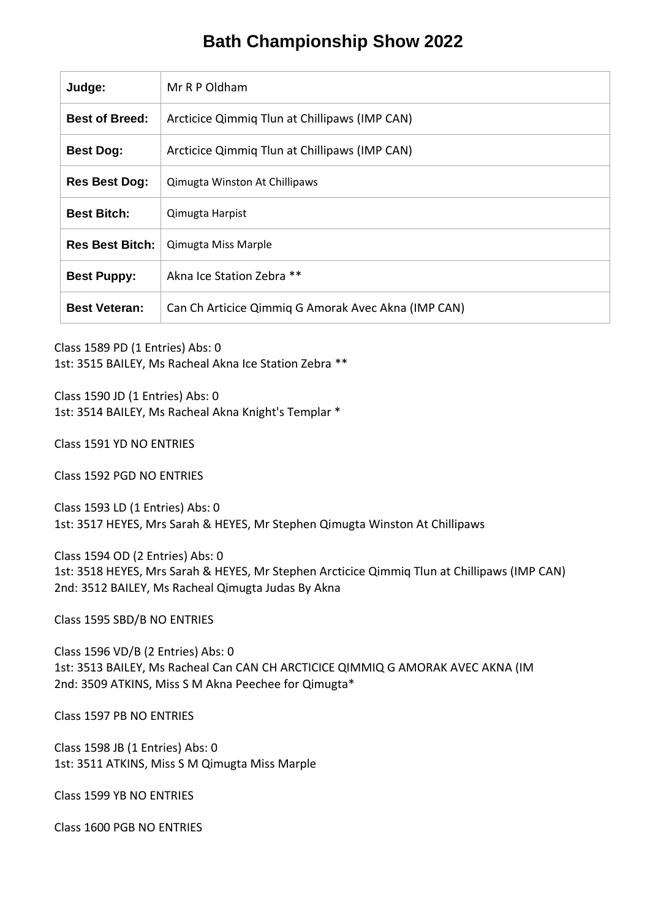# Bath Championship Show 2022

| Judge: | Mr R P Oldham |
|---|---|
| **Best of Breed:** | Arcticice Qimmiq Tlun at Chillipaws (IMP CAN) |
| **Best Dog:** | Arcticice Qimmiq Tlun at Chillipaws (IMP CAN) |
| **Res Best Dog:** | Qimugta Winston At Chillipaws |
| **Best Bitch:** | Qimugta Harpist |
| **Res Best Bitch:** | Qimugta Miss Marple |
| **Best Puppy:** | Akna Ice Station Zebra ** |
| **Best Veteran:** | Can Ch Articice Qimmiq G Amorak Avec Akna (IMP CAN) |

Class 1589 PD (1 Entries) Abs: 0
1st: 3515 BAILEY, Ms Racheal Akna Ice Station Zebra **

Class 1590 JD (1 Entries) Abs: 0
1st: 3514 BAILEY, Ms Racheal Akna Knight's Templar *

Class 1591 YD NO ENTRIES

Class 1592 PGD NO ENTRIES

Class 1593 LD (1 Entries) Abs: 0
1st: 3517 HEYES, Mrs Sarah & HEYES, Mr Stephen Qimugta Winston At Chillipaws

Class 1594 OD (2 Entries) Abs: 0
1st: 3518 HEYES, Mrs Sarah & HEYES, Mr Stephen Arcticice Qimmiq Tlun at Chillipaws (IMP CAN)
2nd: 3512 BAILEY, Ms Racheal Qimugta Judas By Akna

Class 1595 SBD/B NO ENTRIES

Class 1596 VD/B (2 Entries) Abs: 0
1st: 3513 BAILEY, Ms Racheal Can CAN CH ARCTICICE QIMMIQ G AMORAK AVEC AKNA (IM
2nd: 3509 ATKINS, Miss S M Akna Peechee for Qimugta*

Class 1597 PB NO ENTRIES

Class 1598 JB (1 Entries) Abs: 0
1st: 3511 ATKINS, Miss S M Qimugta Miss Marple

Class 1599 YB NO ENTRIES

Class 1600 PGB NO ENTRIES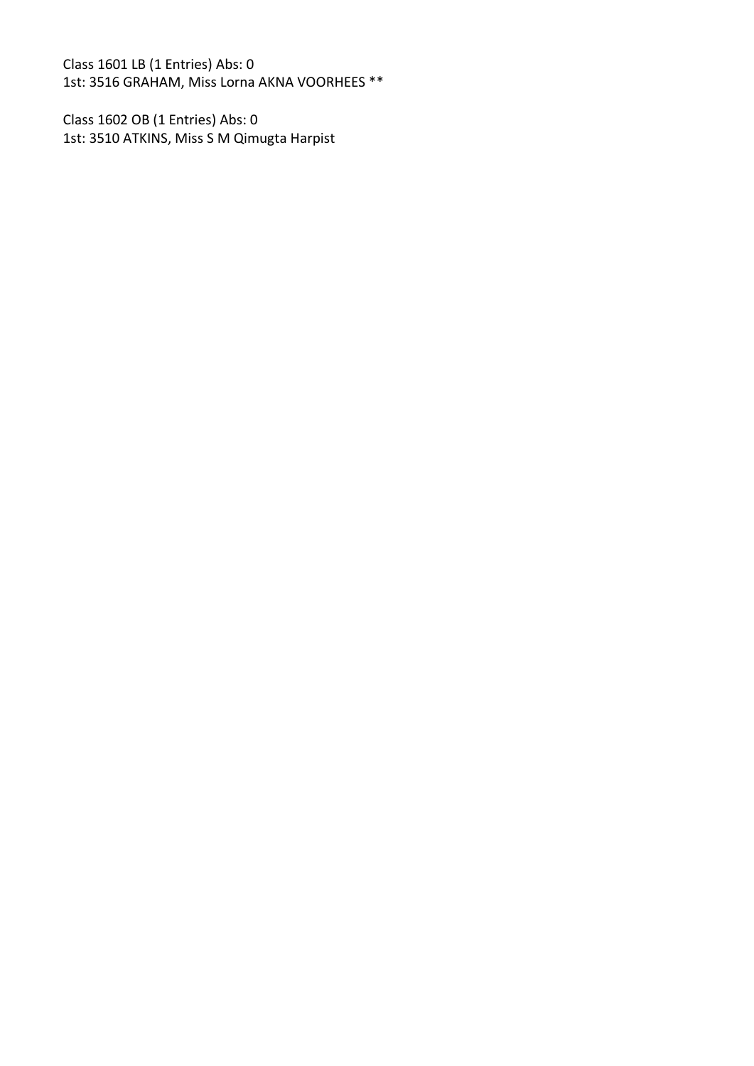Class 1601 LB (1 Entries) Abs: 0
1st: 3516 GRAHAM, Miss Lorna AKNA VOORHEES **

Class 1602 OB (1 Entries) Abs: 0
1st: 3510 ATKINS, Miss S M Qimugta Harpist